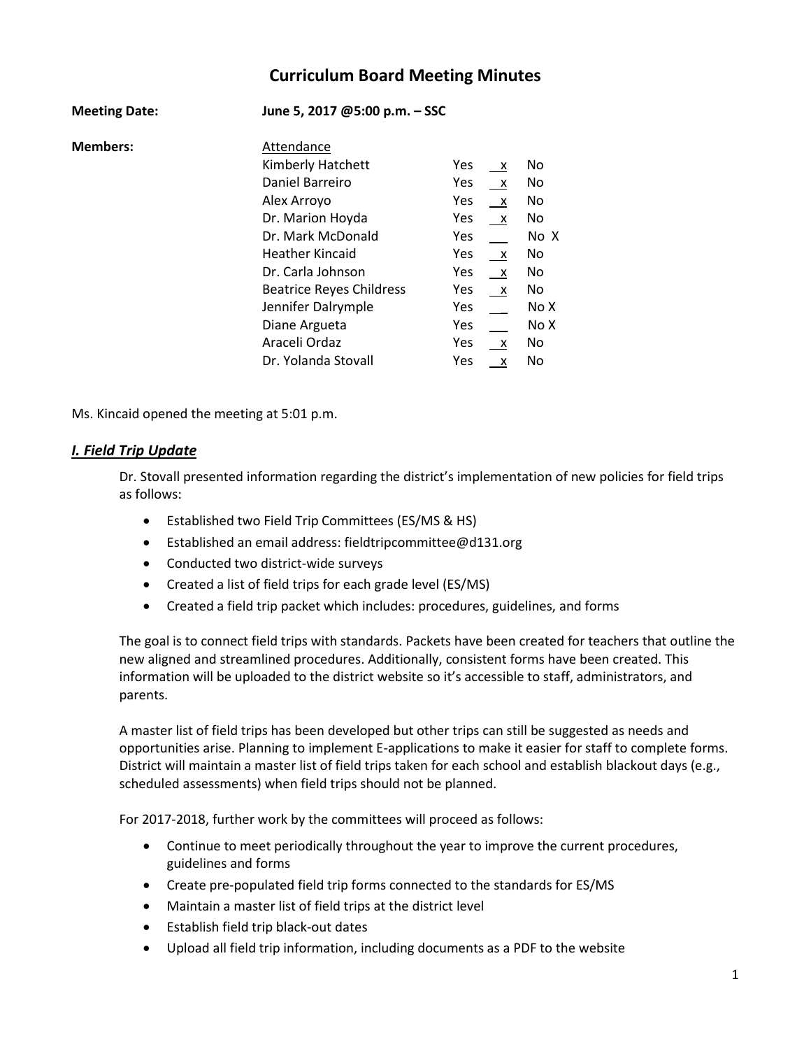# Curriculum Board Meeting Minutes

**Meeting Date:** **June 5, 2017 @5:00 p.m. – SSC**

**Members:**

| Attendance | Yes | | No |
|---|---|---|---|
| Kimberly Hatchett | Yes | x | No |
| Daniel Barreiro | Yes | x | No |
| Alex Arroyo | Yes | x | No |
| Dr. Marion Hoyda | Yes | x | No |
| Dr. Mark McDonald | Yes | | No X |
| Heather Kincaid | Yes | x | No |
| Dr. Carla Johnson | Yes | x | No |
| Beatrice Reyes Childress | Yes | x | No |
| Jennifer Dalrymple | Yes | | No X |
| Diane Argueta | Yes | | No X |
| Araceli Ordaz | Yes | x | No |
| Dr. Yolanda Stovall | Yes | x | No |

Ms. Kincaid opened the meeting at 5:01 p.m.

## *I. Field Trip Update*

Dr. Stovall presented information regarding the district's implementation of new policies for field trips as follows:

- Established two Field Trip Committees (ES/MS & HS)
- Established an email address: fieldtripcommittee@d131.org
- Conducted two district-wide surveys
- Created a list of field trips for each grade level (ES/MS)
- Created a field trip packet which includes: procedures, guidelines, and forms

The goal is to connect field trips with standards. Packets have been created for teachers that outline the new aligned and streamlined procedures. Additionally, consistent forms have been created. This information will be uploaded to the district website so it's accessible to staff, administrators, and parents.

A master list of field trips has been developed but other trips can still be suggested as needs and opportunities arise. Planning to implement E-applications to make it easier for staff to complete forms. District will maintain a master list of field trips taken for each school and establish blackout days (e.g., scheduled assessments) when field trips should not be planned.

For 2017-2018, further work by the committees will proceed as follows:

- Continue to meet periodically throughout the year to improve the current procedures, guidelines and forms
- Create pre-populated field trip forms connected to the standards for ES/MS
- Maintain a master list of field trips at the district level
- Establish field trip black-out dates
- Upload all field trip information, including documents as a PDF to the website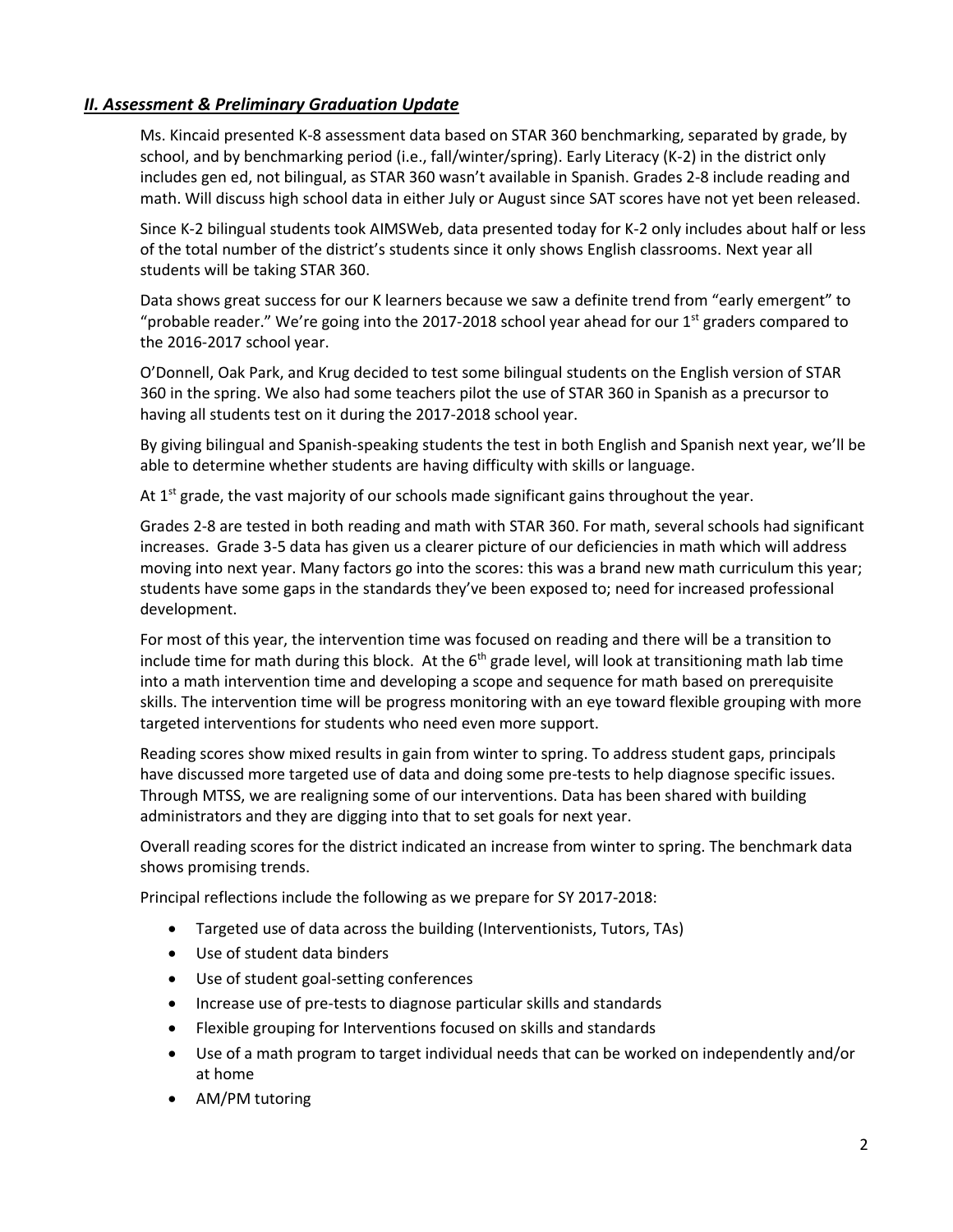## ***II. Assessment & Preliminary Graduation Update***

Ms. Kincaid presented K-8 assessment data based on STAR 360 benchmarking, separated by grade, by school, and by benchmarking period (i.e., fall/winter/spring). Early Literacy (K-2) in the district only includes gen ed, not bilingual, as STAR 360 wasn't available in Spanish. Grades 2-8 include reading and math. Will discuss high school data in either July or August since SAT scores have not yet been released.

Since K-2 bilingual students took AIMSWeb, data presented today for K-2 only includes about half or less of the total number of the district's students since it only shows English classrooms. Next year all students will be taking STAR 360.

Data shows great success for our K learners because we saw a definite trend from "early emergent" to "probable reader." We're going into the 2017-2018 school year ahead for our 1st graders compared to the 2016-2017 school year.

O'Donnell, Oak Park, and Krug decided to test some bilingual students on the English version of STAR 360 in the spring. We also had some teachers pilot the use of STAR 360 in Spanish as a precursor to having all students test on it during the 2017-2018 school year.

By giving bilingual and Spanish-speaking students the test in both English and Spanish next year, we'll be able to determine whether students are having difficulty with skills or language.

At 1st grade, the vast majority of our schools made significant gains throughout the year.

Grades 2-8 are tested in both reading and math with STAR 360. For math, several schools had significant increases. Grade 3-5 data has given us a clearer picture of our deficiencies in math which will address moving into next year. Many factors go into the scores: this was a brand new math curriculum this year; students have some gaps in the standards they've been exposed to; need for increased professional development.

For most of this year, the intervention time was focused on reading and there will be a transition to include time for math during this block. At the 6th grade level, will look at transitioning math lab time into a math intervention time and developing a scope and sequence for math based on prerequisite skills. The intervention time will be progress monitoring with an eye toward flexible grouping with more targeted interventions for students who need even more support.

Reading scores show mixed results in gain from winter to spring. To address student gaps, principals have discussed more targeted use of data and doing some pre-tests to help diagnose specific issues. Through MTSS, we are realigning some of our interventions. Data has been shared with building administrators and they are digging into that to set goals for next year.

Overall reading scores for the district indicated an increase from winter to spring. The benchmark data shows promising trends.

Principal reflections include the following as we prepare for SY 2017-2018:

- Targeted use of data across the building (Interventionists, Tutors, TAs)
- Use of student data binders
- Use of student goal-setting conferences
- Increase use of pre-tests to diagnose particular skills and standards
- Flexible grouping for Interventions focused on skills and standards
- Use of a math program to target individual needs that can be worked on independently and/or at home
- AM/PM tutoring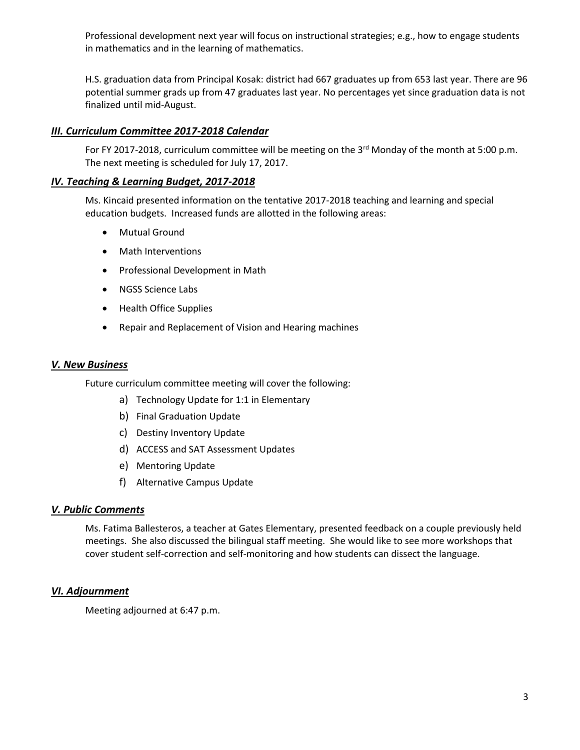Professional development next year will focus on instructional strategies; e.g., how to engage students in mathematics and in the learning of mathematics.

H.S. graduation data from Principal Kosak: district had 667 graduates up from 653 last year. There are 96 potential summer grads up from 47 graduates last year. No percentages yet since graduation data is not finalized until mid-August.

### ***III. Curriculum Committee 2017-2018 Calendar***

For FY 2017-2018, curriculum committee will be meeting on the 3rd Monday of the month at 5:00 p.m. The next meeting is scheduled for July 17, 2017.

### ***IV. Teaching & Learning Budget, 2017-2018***

Ms. Kincaid presented information on the tentative 2017-2018 teaching and learning and special education budgets. Increased funds are allotted in the following areas:

- Mutual Ground
- Math Interventions
- Professional Development in Math
- NGSS Science Labs
- Health Office Supplies
- Repair and Replacement of Vision and Hearing machines

### ***V. New Business***

Future curriculum committee meeting will cover the following:

a) Technology Update for 1:1 in Elementary
b) Final Graduation Update
c) Destiny Inventory Update
d) ACCESS and SAT Assessment Updates
e) Mentoring Update
f) Alternative Campus Update

### ***V. Public Comments***

Ms. Fatima Ballesteros, a teacher at Gates Elementary, presented feedback on a couple previously held meetings. She also discussed the bilingual staff meeting. She would like to see more workshops that cover student self-correction and self-monitoring and how students can dissect the language.

### ***VI. Adjournment***

Meeting adjourned at 6:47 p.m.